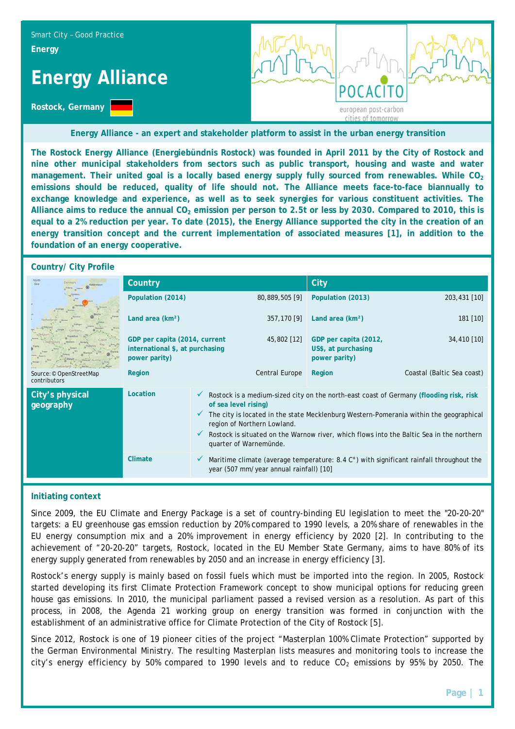Smart City – Good Practice

**Energy**

# Energy Alliance

**Rostock, Germany**

**Energy Alliance - an expert and stakeholder platform to assist in the urban energy transition**

**The Rostock Energy Alliance (Energiebündnis Rostock) was founded in April 2011 by the City of Rostock and nine other municipal stakeholders from sectors such as public transport, housing and waste and water management. Their united goal is a locally based energy supply fully sourced from renewables. While $CO_2$ emissions should be reduced, quality of life should not. The Alliance meets face-to-face biannually to exchange knowledge and experience, as well as to seek synergies for various constituent activities. The Alliance aims to reduce the annual $CO_2$ emission per person to 2.5t or less by 2030. Compared to 2010, this is equal to a 2% reduction per year. To date (2015), the Energy Alliance supported the city in the creation of an energy transition concept and the current implementation of associated measures [1], in addition to the foundation of an energy cooperative.**

## Country/ City Profile

Source: © OpenStreetMap contributors

| Country | | City | |
|---|---|---|---|
| **Population (2014)** | 80,889,505 [9] | **Population (2013)** | 203,431 [10] |
| **Land area (km²)** | 357,170 [9] | **Land area (km²)** | 181 [10] |
| **GDP per capita (2014, current international $, at purchasing power parity)** | 45,802 [12] | **GDP per capita (2012, US$, at purchasing power parity)** | 34,410 [10] |
| **Region** | Central Europe | **Region** | Coastal (Baltic Sea coast) |

**City's physical geography**

| | |
|---|---|
| **Location** | ✓ Rostock is a medium-sized city on the north-east coast of Germany **(flooding risk, risk of sea level rising)**<br>✓ The city is located in the state Mecklenburg Western-Pomerania within the geographical region of Northern Lowland.<br>✓ Rostock is situated on the Warnow river, which flows into the Baltic Sea in the northern quarter of Warnemünde. |
| **Climate** | ✓ Maritime climate (average temperature: 8.4 C°) with significant rainfall throughout the year (507 mm/ year annual rainfall) [10] |

## Initiating context

Since 2009, the EU Climate and Energy Package is a set of country-binding EU legislation to meet the "20-20-20" targets: a EU greenhouse gas emssion reduction by 20% compared to 1990 levels, a 20% share of renewables in the EU energy consumption mix and a 20% improvement in energy efficiency by 2020 [2]. In contributing to the achievement of "20-20-20" targets, Rostock, located in the EU Member State Germany, aims to have 80% of its energy supply generated from renewables by 2050 and an increase in energy efficiency [3].

Rostock's energy supply is mainly based on fossil fuels which must be imported into the region. In 2005, Rostock started developing its first Climate Protection Framework concept to show municipal options for reducing green house gas emissions. In 2010, the municipal parliament passed a revised version as a resolution. As part of this process, in 2008, the Agenda 21 working group on energy transition was formed in conjunction with the establishment of an administrative office for Climate Protection of the City of Rostock [5].

Since 2012, Rostock is one of 19 pioneer cities of the project "Masterplan 100% Climate Protection" supported by the German Environmental Ministry. The resulting Masterplan lists measures and monitoring tools to increase the city's energy efficiency by 50% compared to 1990 levels and to reduce $CO_2$ emissions by 95% by 2050. The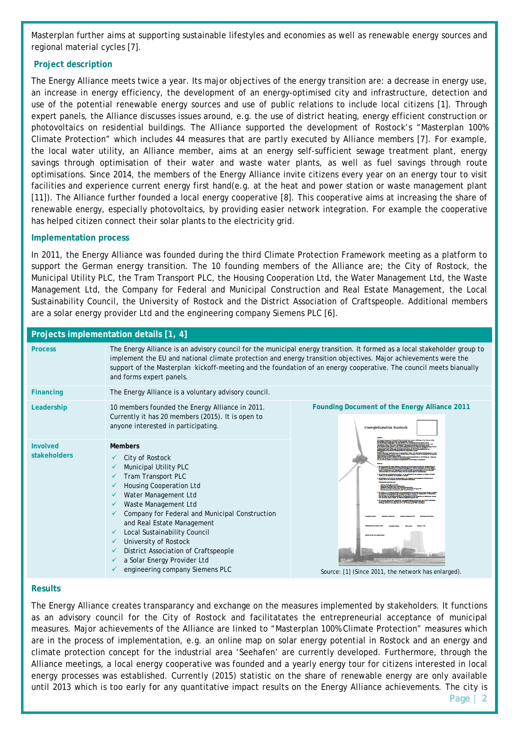Masterplan further aims at supporting sustainable lifestyles and economies as well as renewable energy sources and regional material cycles [7].

## Project description

The Energy Alliance meets twice a year. Its major objectives of the energy transition are: a decrease in energy use, an increase in energy efficiency, the development of an energy-optimised city and infrastructure, detection and use of the potential renewable energy sources and use of public relations to include local citizens [1]. Through expert panels, the Alliance discusses issues around, e.g. the use of district heating, energy efficient construction or photovoltaics on residential buildings. The Alliance supported the development of Rostock's "Masterplan 100% Climate Protection" which includes 44 measures that are partly executed by Alliance members [7]. For example, the local water utility, an Alliance member, aims at an energy self-sufficient sewage treatment plant, energy savings through optimisation of their water and waste water plants, as well as fuel savings through route optimisations. Since 2014, the members of the Energy Alliance invite citizens every year on an energy tour to visit facilities and experience current energy first hand(e.g. at the heat and power station or waste management plant [11]). The Alliance further founded a local energy cooperative [8]. This cooperative aims at increasing the share of renewable energy, especially photovoltaics, by providing easier network integration. For example the cooperative has helped citizen connect their solar plants to the electricity grid.

## Implementation process

In 2011, the Energy Alliance was founded during the third Climate Protection Framework meeting as a platform to support the German energy transition. The 10 founding members of the Alliance are; the City of Rostock, the Municipal Utility PLC, the Tram Transport PLC, the Housing Cooperation Ltd, the Water Management Ltd, the Waste Management Ltd, the Company for Federal and Municipal Construction and Real Estate Management, the Local Sustainability Council, the University of Rostock and the District Association of Craftspeople. Additional members are a solar energy provider Ltd and the engineering company Siemens PLC [6].

| Projects implementation details [1, 4] | | |
|---|---|---|
| **Process** | The Energy Alliance is an advisory council for the municipal energy transition. It formed as a local stakeholder group to implement the EU and national climate protection and energy transition objectives. Major achievements were the support of the Masterplan kickoff-meeting and the foundation of an energy cooperative. The council meets bianually and forms expert panels. | |
| **Financing** | The Energy Alliance is a voluntary advisory council. | |
| **Leadership** | 10 members founded the Energy Alliance in 2011. Currently it has 20 members (2015). It is open to anyone interested in participating. | **Founding Document of the Energy Alliance 2011** |
| **Involved stakeholders** | **Members**<br>✓ City of Rostock<br>✓ Municipal Utility PLC<br>✓ Tram Transport PLC<br>✓ Housing Cooperation Ltd<br>✓ Water Management Ltd<br>✓ Waste Management Ltd<br>✓ Company for Federal and Municipal Construction and Real Estate Management<br>✓ Local Sustainability Council<br>✓ University of Rostock<br>✓ District Association of Craftspeople<br>✓ a Solar Energy Provider Ltd<br>✓ engineering company Siemens PLC | Source: [1] (Since 2011, the network has enlarged). |

## Results

The Energy Alliance creates transparancy and exchange on the measures implemented by stakeholders. It functions as an advisory council for the City of Rostock and facilitatates the entrepreneurial acceptance of municipal measures. Major achievements of the Alliance are linked to "Masterplan 100% Climate Protection" measures which are in the process of implementation, e.g. an online map on solar energy potential in Rostock and an energy and climate protection concept for the industrial area 'Seehafen' are currently developed. Furthermore, through the Alliance meetings, a local energy cooperative was founded and a yearly energy tour for citizens interested in local energy processes was established. Currently (2015) statistic on the share of renewable energy are only available until 2013 which is too early for any quantitative impact results on the Energy Alliance achievements. The city is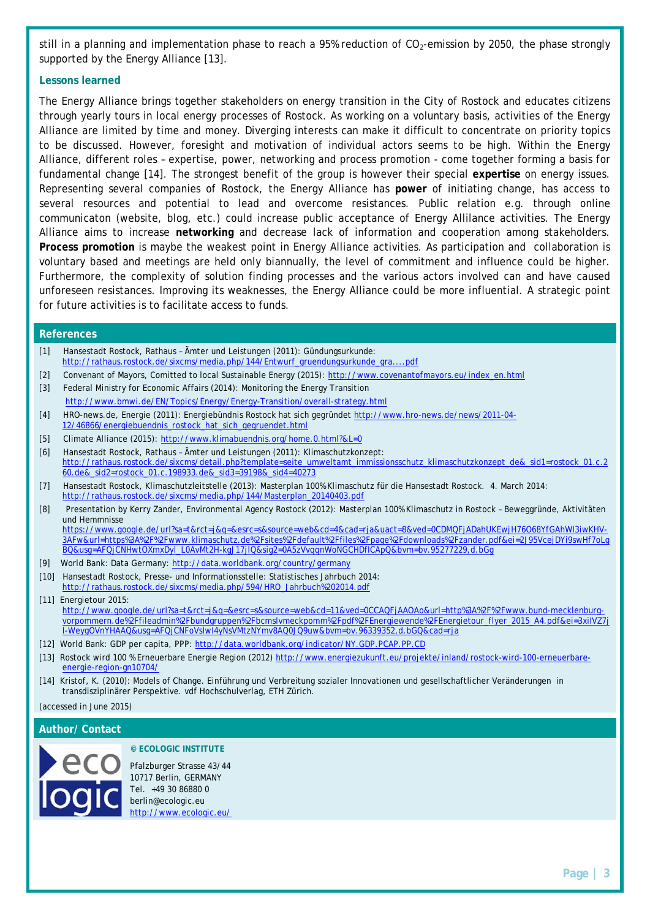still in a planning and implementation phase to reach a 95% reduction of $CO_2$-emission by 2050, the phase strongly supported by the Energy Alliance [13].

### Lessons learned

The Energy Alliance brings together stakeholders on energy transition in the City of Rostock and educates citizens through yearly tours in local energy processes of Rostock. As working on a voluntary basis, activities of the Energy Alliance are limited by time and money. Diverging interests can make it difficult to concentrate on priority topics to be discussed. However, foresight and motivation of individual actors seems to be high. Within the Energy Alliance, different roles – expertise, power, networking and process promotion - come together forming a basis for fundamental change [14]. The strongest benefit of the group is however their special **expertise** on energy issues. Representing several companies of Rostock, the Energy Alliance has **power** of initiating change, has access to several resources and potential to lead and overcome resistances. Public relation e.g. through online communicaton (website, blog, etc.) could increase public acceptance of Energy Allilance activities. The Energy Alliance aims to increase **networking** and decrease lack of information and cooperation among stakeholders. **Process promotion** is maybe the weakest point in Energy Alliance activities. As participation and collaboration is voluntary based and meetings are held only biannually, the level of commitment and influence could be higher. Furthermore, the complexity of solution finding processes and the various actors involved can and have caused unforeseen resistances. Improving its weaknesses, the Energy Alliance could be more influential. A strategic point for future activities is to facilitate access to funds.

## References

[1] Hansestadt Rostock, Rathaus – Ämter und Leistungen (2011): Gündungsurkunde: http://rathaus.rostock.de/sixcms/media.php/144/Entwurf_gruendungsurkunde_gra....pdf

[2] Convenant of Mayors, Comitted to local Sustainable Energy (2015): http://www.covenantofmayors.eu/index_en.html

[3] Federal Ministry for Economic Affairs (2014): Monitoring the Energy Transition http://www.bmwi.de/EN/Topics/Energy/Energy-Transition/overall-strategy.html

[4] HRO-news.de, Energie (2011): Energiebündnis Rostock hat sich gegründet http://www.hro-news.de/news/2011-04-12/46866/energiebuendnis_rostock_hat_sich_gegruendet.html

[5] Climate Alliance (2015): http://www.klimabuendnis.org/home.0.html?&L=0

[6] Hansestadt Rostock, Rathaus – Ämter und Leistungen (2011): Klimaschutzkonzept: http://rathaus.rostock.de/sixcms/detail.php?template=seite_umweltamt_immissionsschutz_klimaschutzkonzept_de&_sid1=rostock_01.c.260.de&_sid2=rostock_01.c.198933.de&_sid3=39198&_sid4=40273

[7] Hansestadt Rostock, Klimaschutzleitstelle (2013): Masterplan 100% Klimaschutz für die Hansestadt Rostock. 4. March 2014: http://rathaus.rostock.de/sixcms/media.php/144/Masterplan_20140403.pdf

[8] Presentation by Kerry Zander, Environmental Agency Rostock (2012): Masterplan 100% Klimaschutz in Rostock – Beweggründe, Aktivitäten und Hemmnisse https://www.google.de/url?sa=t&rct=j&q=&esrc=s&source=web&cd=4&cad=rja&uact=8&ved=0CDMQFjADahUKEwjH76O68YfGAhWI3iwKHV-3AFw&url=https%3A%2F%2Fwww.klimaschutz.de%2Fsites%2Fdefault%2Ffiles%2Fpage%2Fdownloads%2Fzander.pdf&ei=2J95VcejDYi9swHf7oLgBQ&usg=AFQjCNHwtOXmxDyl_L0AvMt2H-kgJ17jIQ&sig2=0A5zVvqqnWoNGCHDfICApQ&bvm=bv.95277229,d.bGg

[9] World Bank: Data Germany: http://data.worldbank.org/country/germany

[10] Hansestadt Rostock, Presse- und Informationsstelle: Statistisches Jahrbuch 2014: http://rathaus.rostock.de/sixcms/media.php/594/HRO_Jahrbuch%202014.pdf

[11] Energietour 2015: http://www.google.de/url?sa=t&rct=j&q=&esrc=s&source=web&cd=11&ved=0CCAQFjAAOAo&url=http%3A%2F%2Fwww.bund-mecklenburg-vorpommern.de%2Ffileadmin%2Fbundgruppen%2Fbcmslvmeckpomm%2Fpdf%2FEnergiewende%2FEnergietour_flyer_2015_A4.pdf&ei=3xiIVZ7jI-WeygOVnYHAAQ&usg=AFQjCNFoVsIwl4yNsVMtzNYmv8AQ0JQ9uw&bvm=bv.96339352,d.bGQ&cad=rja

[12] World Bank: GDP per capita, PPP: http://data.worldbank.org/indicator/NY.GDP.PCAP.PP.CD

[13] Rostock wird 100 % Erneuerbare Energie Region (2012) http://www.energiezukunft.eu/projekte/inland/rostock-wird-100-erneuerbare-energie-region-gn10704/

[14] Kristof, K. (2010): Models of Change. Einführung und Verbreitung sozialer Innovationen und gesellschaftlicher Veränderungen in transdisziplinärer Perspektive. vdf Hochschulverlag, ETH Zürich.

*(accessed in June 2015)*

## Author/ Contact

**© ECOLOGIC INSTITUTE**

Pfalzburger Strasse 43/44
10717 Berlin, GERMANY
Tel. +49 30 86880 0
berlin@ecologic.eu
http://www.ecologic.eu/